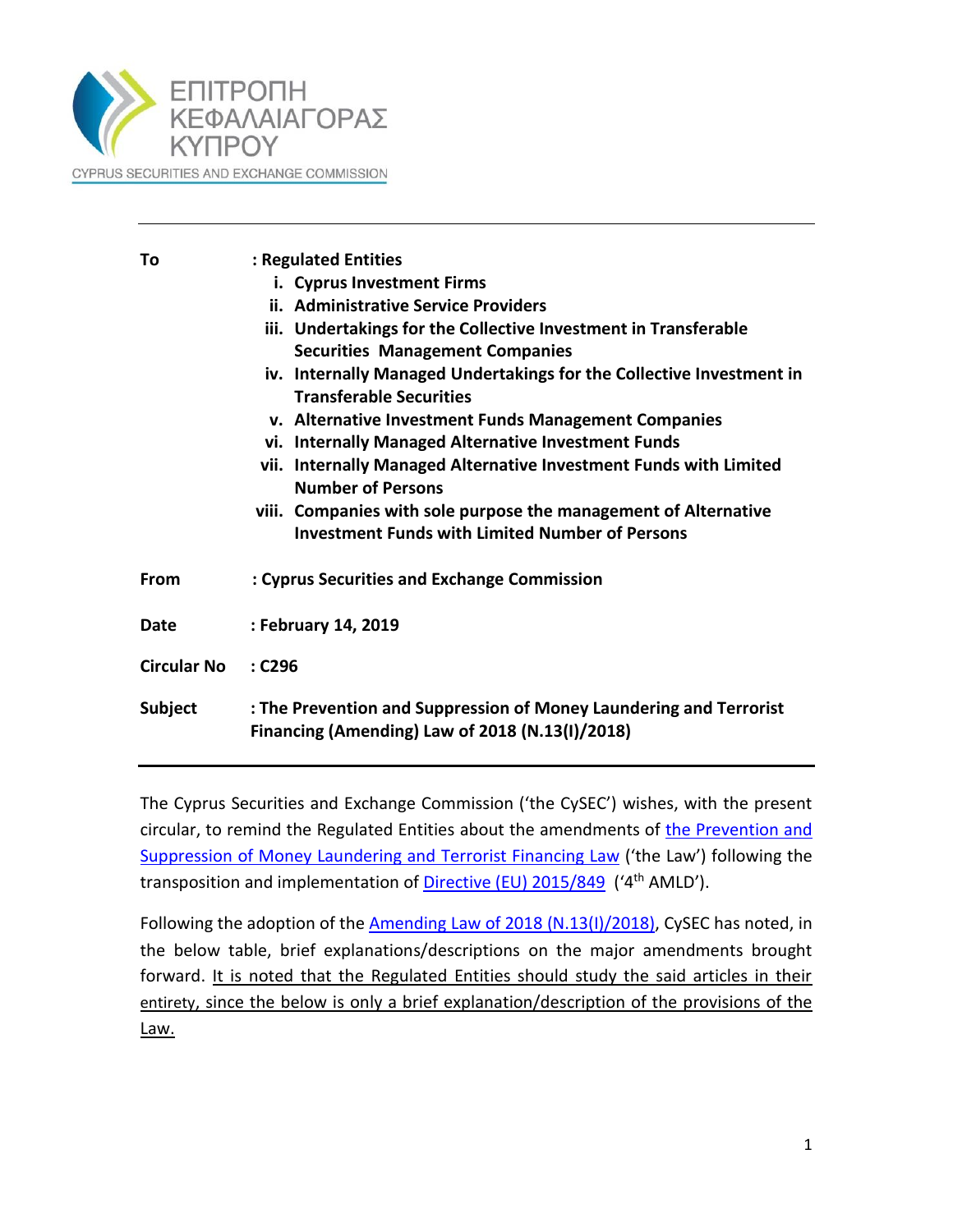ΕΠΙΤΡΟΠΗ
ΚΕΦΑΛΑΙΑΓΟΡΑΣ
ΚΥΠΡΟΥ

CYPRUS SECURITIES AND EXCHANGE COMMISSION

---

**To** : **Regulated Entities**

i. **Cyprus Investment Firms**
ii. **Administrative Service Providers**
iii. **Undertakings for the Collective Investment in Transferable Securities Management Companies**
iv. **Internally Managed Undertakings for the Collective Investment in Transferable Securities**
v. **Alternative Investment Funds Management Companies**
vi. **Internally Managed Alternative Investment Funds**
vii. **Internally Managed Alternative Investment Funds with Limited Number of Persons**
viii. **Companies with sole purpose the management of Alternative Investment Funds with Limited Number of Persons**

**From** : **Cyprus Securities and Exchange Commission**

**Date** : **February 14, 2019**

**Circular No** : **C296**

**Subject** : **The Prevention and Suppression of Money Laundering and Terrorist Financing (Amending) Law of 2018 (N.13(I)/2018)**

---

The Cyprus Securities and Exchange Commission ('the CySEC') wishes, with the present circular, to remind the Regulated Entities about the amendments of the Prevention and Suppression of Money Laundering and Terrorist Financing Law ('the Law') following the transposition and implementation of Directive (EU) 2015/849 ('4th AMLD').

Following the adoption of the Amending Law of 2018 (N.13(I)/2018), CySEC has noted, in the below table, brief explanations/descriptions on the major amendments brought forward. It is noted that the Regulated Entities should study the said articles in their entirety, since the below is only a brief explanation/description of the provisions of the Law.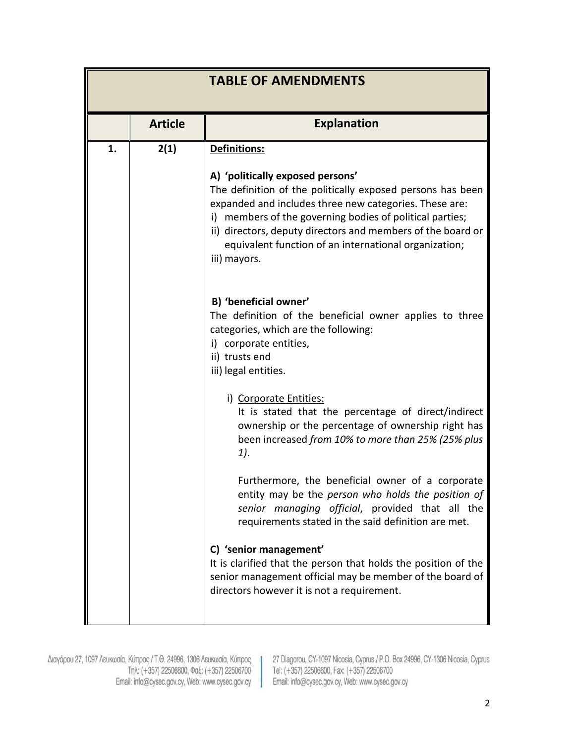| TABLE OF AMENDMENTS | | |
|---|---|---|
| | **Article** | **Explanation** |
| **1.** | **2(1)** | **Definitions:**<br><br>**A) 'politically exposed persons'**<br>The definition of the politically exposed persons has been expanded and includes three new categories. These are:<br>i) members of the governing bodies of political parties;<br>ii) directors, deputy directors and members of the board or equivalent function of an international organization;<br>iii) mayors.<br><br>**B) 'beneficial owner'**<br>The definition of the beneficial owner applies to three categories, which are the following:<br>i) corporate entities,<br>ii) trusts end<br>iii) legal entities.<br><br>i) Corporate Entities:<br>It is stated that the percentage of direct/indirect ownership or the percentage of ownership right has been increased *from 10% to more than 25% (25% plus 1)*.<br><br>Furthermore, the beneficial owner of a corporate entity may be the *person who holds the position of senior managing official*, provided that all the requirements stated in the said definition are met.<br><br>**C) 'senior management'**<br>It is clarified that the person that holds the position of the senior management official may be member of the board of directors however it is not a requirement. |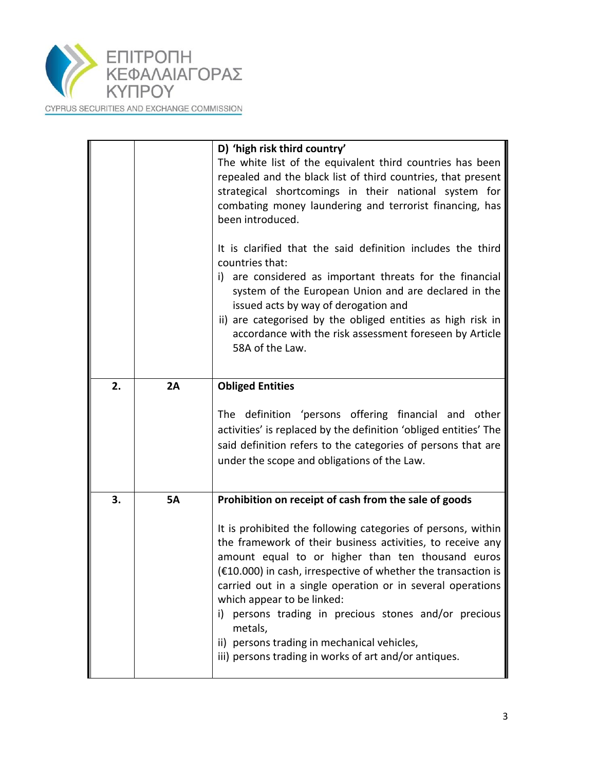| | | |
|---|---|---|
| | | **D) 'high risk third country'**<br>The white list of the equivalent third countries has been repealed and the black list of third countries, that present strategical shortcomings in their national system for combating money laundering and terrorist financing, has been introduced.<br><br>It is clarified that the said definition includes the third countries that:<br>i) are considered as important threats for the financial system of the European Union and are declared in the issued acts by way of derogation and<br>ii) are categorised by the obliged entities as high risk in accordance with the risk assessment foreseen by Article 58A of the Law. |
| **2.** | **2A** | **Obliged Entities**<br><br>The definition 'persons offering financial and other activities' is replaced by the definition 'obliged entities' The said definition refers to the categories of persons that are under the scope and obligations of the Law. |
| **3.** | **5A** | **Prohibition on receipt of cash from the sale of goods**<br><br>It is prohibited the following categories of persons, within the framework of their business activities, to receive any amount equal to or higher than ten thousand euros (€10.000) in cash, irrespective of whether the transaction is carried out in a single operation or in several operations which appear to be linked:<br>i) persons trading in precious stones and/or precious metals,<br>ii) persons trading in mechanical vehicles,<br>iii) persons trading in works of art and/or antiques. |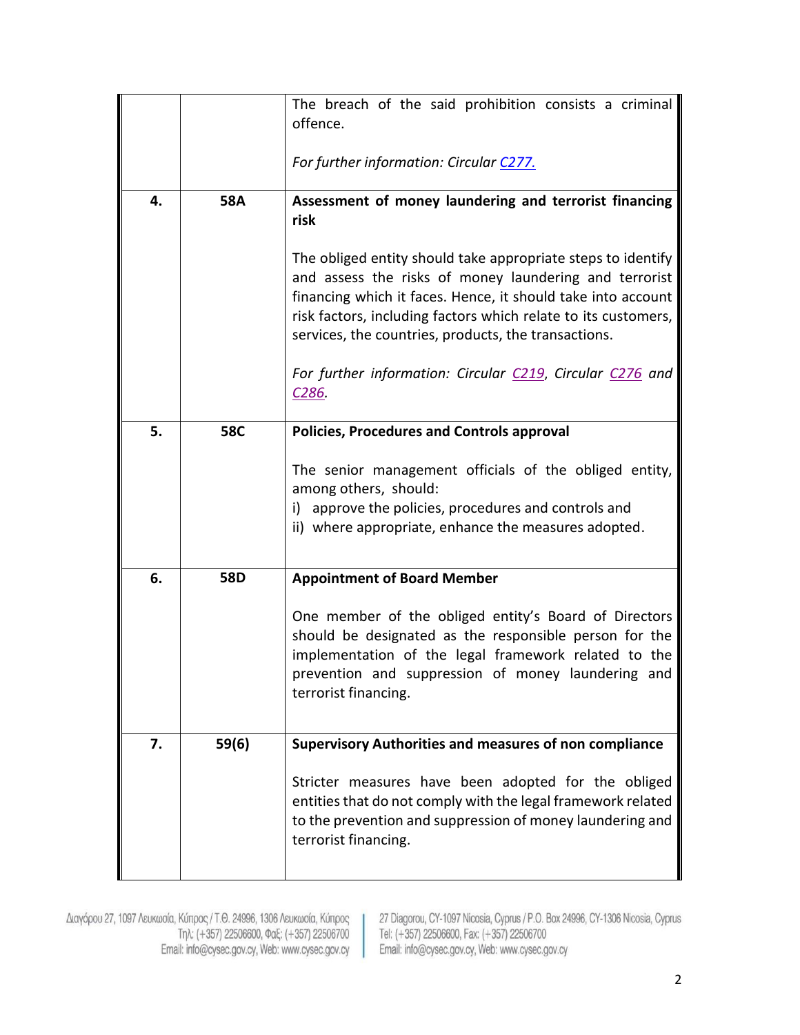| | | |
|---|---|---|
| | | The breach of the said prohibition consists a criminal offence.<br><br>*For further information: Circular [C277.](C277)* |
| **4.** | **58A** | **Assessment of money laundering and terrorist financing risk**<br><br>The obliged entity should take appropriate steps to identify and assess the risks of money laundering and terrorist financing which it faces. Hence, it should take into account risk factors, including factors which relate to its customers, services, the countries, products, the transactions.<br><br>*For further information: Circular C219, Circular C276 and C286.* |
| **5.** | **58C** | **Policies, Procedures and Controls approval**<br><br>The senior management officials of the obliged entity, among others, should:<br>i) approve the policies, procedures and controls and<br>ii) where appropriate, enhance the measures adopted. |
| **6.** | **58D** | **Appointment of Board Member**<br><br>One member of the obliged entity's Board of Directors should be designated as the responsible person for the implementation of the legal framework related to the prevention and suppression of money laundering and terrorist financing. |
| **7.** | **59(6)** | **Supervisory Authorities and measures of non compliance**<br><br>Stricter measures have been adopted for the obliged entities that do not comply with the legal framework related to the prevention and suppression of money laundering and terrorist financing. |

Διαγόρου 27, 1097 Λευκωσία, Κύπρος / Τ.Θ. 24996, 1306 Λευκωσία, Κύπρος
Τηλ: (+357) 22506600, Φαξ: (+357) 22506700
Email: info@cysec.gov.cy, Web: www.cysec.gov.cy

27 Diagorou, CY-1097 Nicosia, Cyprus / P.O. Box 24996, CY-1306 Nicosia, Cyprus
Tel: (+357) 22506600, Fax: (+357) 22506700
Email: info@cysec.gov.cy, Web: www.cysec.gov.cy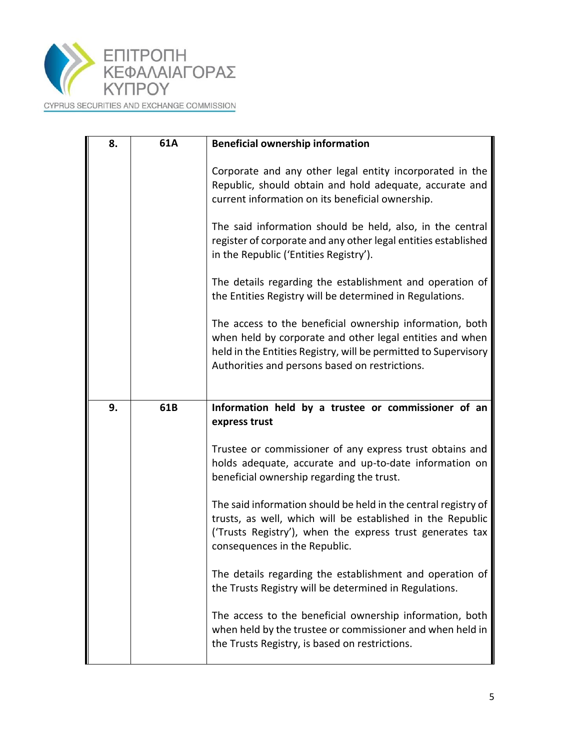| | | |
|---|---|---|
| 8. | 61A | **Beneficial ownership information**<br><br>Corporate and any other legal entity incorporated in the Republic, should obtain and hold adequate, accurate and current information on its beneficial ownership.<br><br>The said information should be held, also, in the central register of corporate and any other legal entities established in the Republic ('Entities Registry').<br><br>The details regarding the establishment and operation of the Entities Registry will be determined in Regulations.<br><br>The access to the beneficial ownership information, both when held by corporate and other legal entities and when held in the Entities Registry, will be permitted to Supervisory Authorities and persons based on restrictions. |
| 9. | 61B | **Information held by a trustee or commissioner of an express trust**<br><br>Trustee or commissioner of any express trust obtains and holds adequate, accurate and up-to-date information on beneficial ownership regarding the trust.<br><br>The said information should be held in the central registry of trusts, as well, which will be established in the Republic ('Trusts Registry'), when the express trust generates tax consequences in the Republic.<br><br>The details regarding the establishment and operation of the Trusts Registry will be determined in Regulations.<br><br>The access to the beneficial ownership information, both when held by the trustee or commissioner and when held in the Trusts Registry, is based on restrictions. |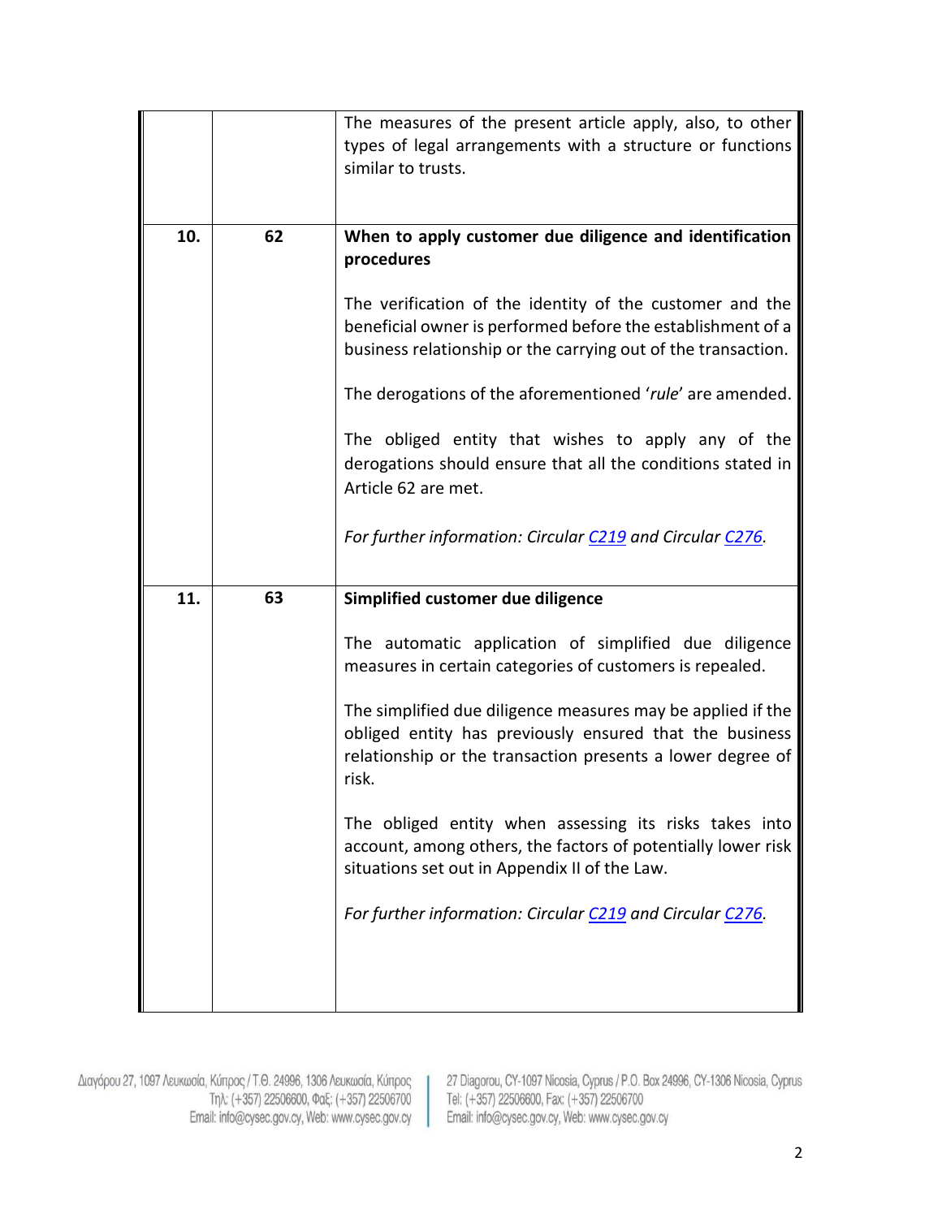| | | |
|---|---|---|
| | | The measures of the present article apply, also, to other types of legal arrangements with a structure or functions similar to trusts. |
| **10.** | **62** | **When to apply customer due diligence and identification procedures**<br><br>The verification of the identity of the customer and the beneficial owner is performed before the establishment of a business relationship or the carrying out of the transaction.<br><br>The derogations of the aforementioned '*rule*' are amended.<br><br>The obliged entity that wishes to apply any of the derogations should ensure that all the conditions stated in Article 62 are met.<br><br>*For further information: Circular C219 and Circular C276.* |
| **11.** | **63** | **Simplified customer due diligence**<br><br>The automatic application of simplified due diligence measures in certain categories of customers is repealed.<br><br>The simplified due diligence measures may be applied if the obliged entity has previously ensured that the business relationship or the transaction presents a lower degree of risk.<br><br>The obliged entity when assessing its risks takes into account, among others, the factors of potentially lower risk situations set out in Appendix II of the Law.<br><br>*For further information: Circular C219 and Circular C276.* |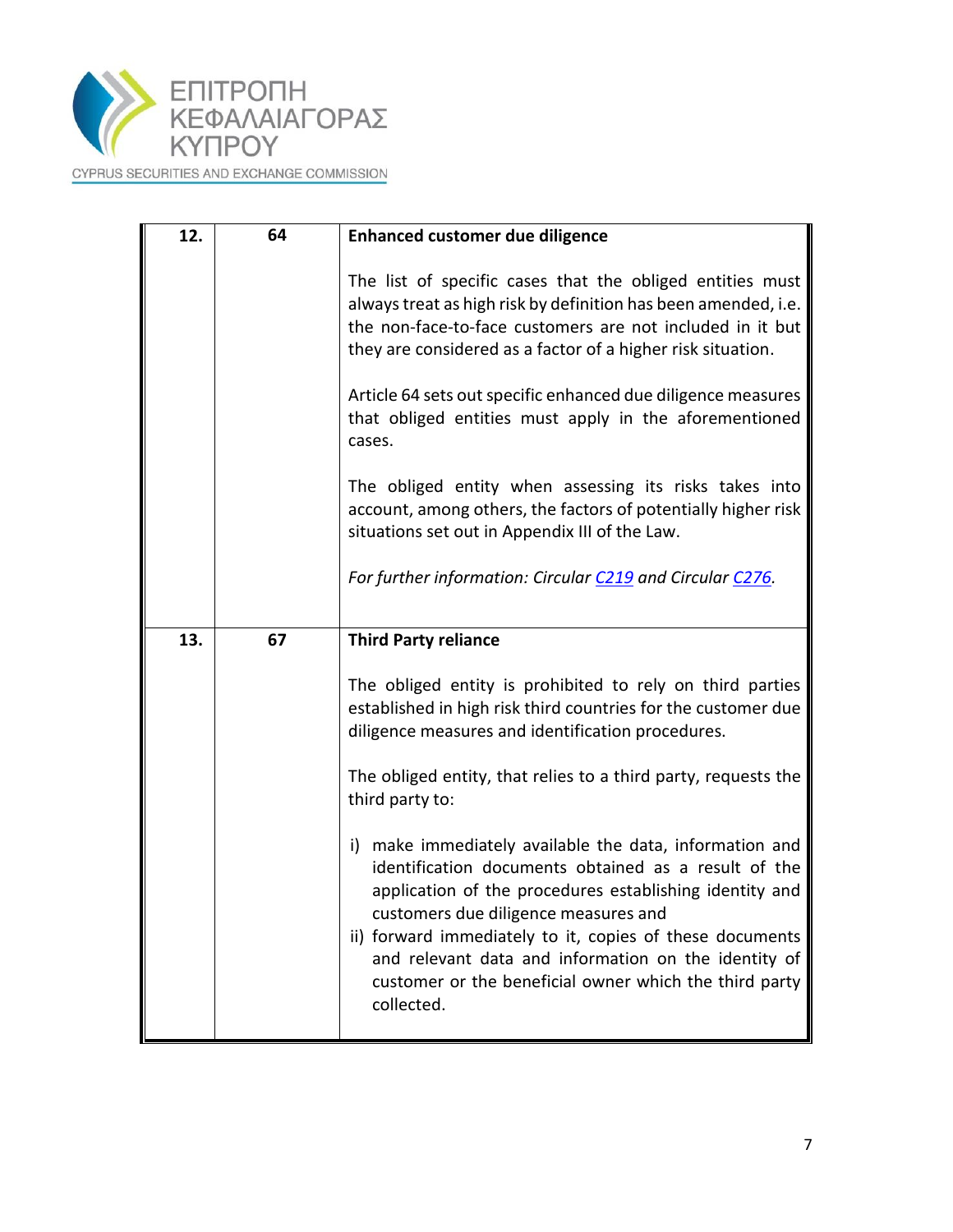| | | |
|---|---|---|
| **12.** | **64** | **Enhanced customer due diligence**<br><br>The list of specific cases that the obliged entities must always treat as high risk by definition has been amended, i.e. the non-face-to-face customers are not included in it but they are considered as a factor of a higher risk situation.<br><br>Article 64 sets out specific enhanced due diligence measures that obliged entities must apply in the aforementioned cases.<br><br>The obliged entity when assessing its risks takes into account, among others, the factors of potentially higher risk situations set out in Appendix III of the Law.<br><br>*For further information: Circular C219 and Circular C276.* |
| **13.** | **67** | **Third Party reliance**<br><br>The obliged entity is prohibited to rely on third parties established in high risk third countries for the customer due diligence measures and identification procedures.<br><br>The obliged entity, that relies to a third party, requests the third party to:<br><br>i) make immediately available the data, information and identification documents obtained as a result of the application of the procedures establishing identity and customers due diligence measures and<br>ii) forward immediately to it, copies of these documents and relevant data and information on the identity of customer or the beneficial owner which the third party collected. |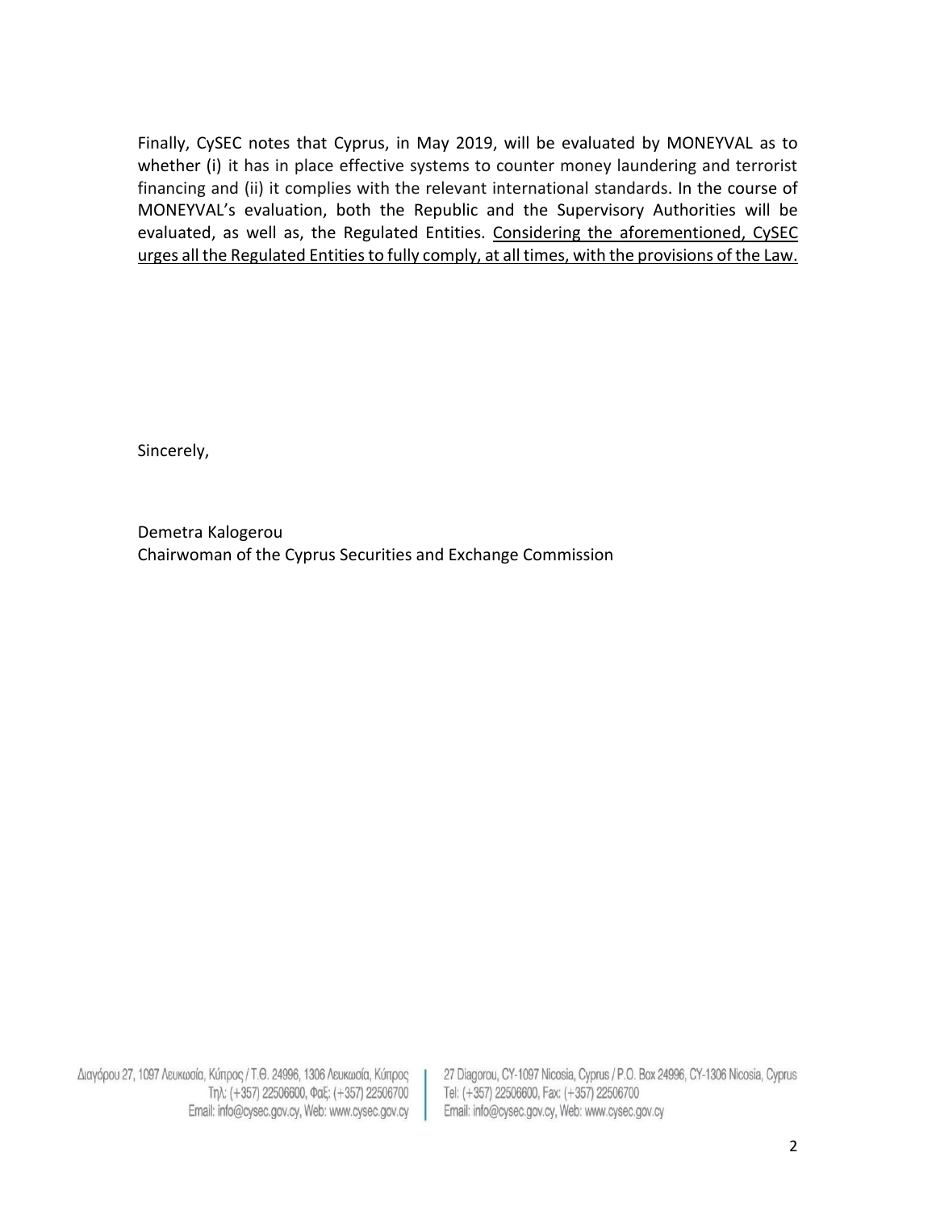Finally, CySEC notes that Cyprus, in May 2019, will be evaluated by MONEYVAL as to whether (i) it has in place effective systems to counter money laundering and terrorist financing and (ii) it complies with the relevant international standards. In the course of MONEYVAL's evaluation, both the Republic and the Supervisory Authorities will be evaluated, as well as, the Regulated Entities. <u>Considering the aforementioned, CySEC urges all the Regulated Entities to fully comply, at all times, with the provisions of the Law.</u>

Sincerely,

Demetra Kalogerou
Chairwoman of the Cyprus Securities and Exchange Commission